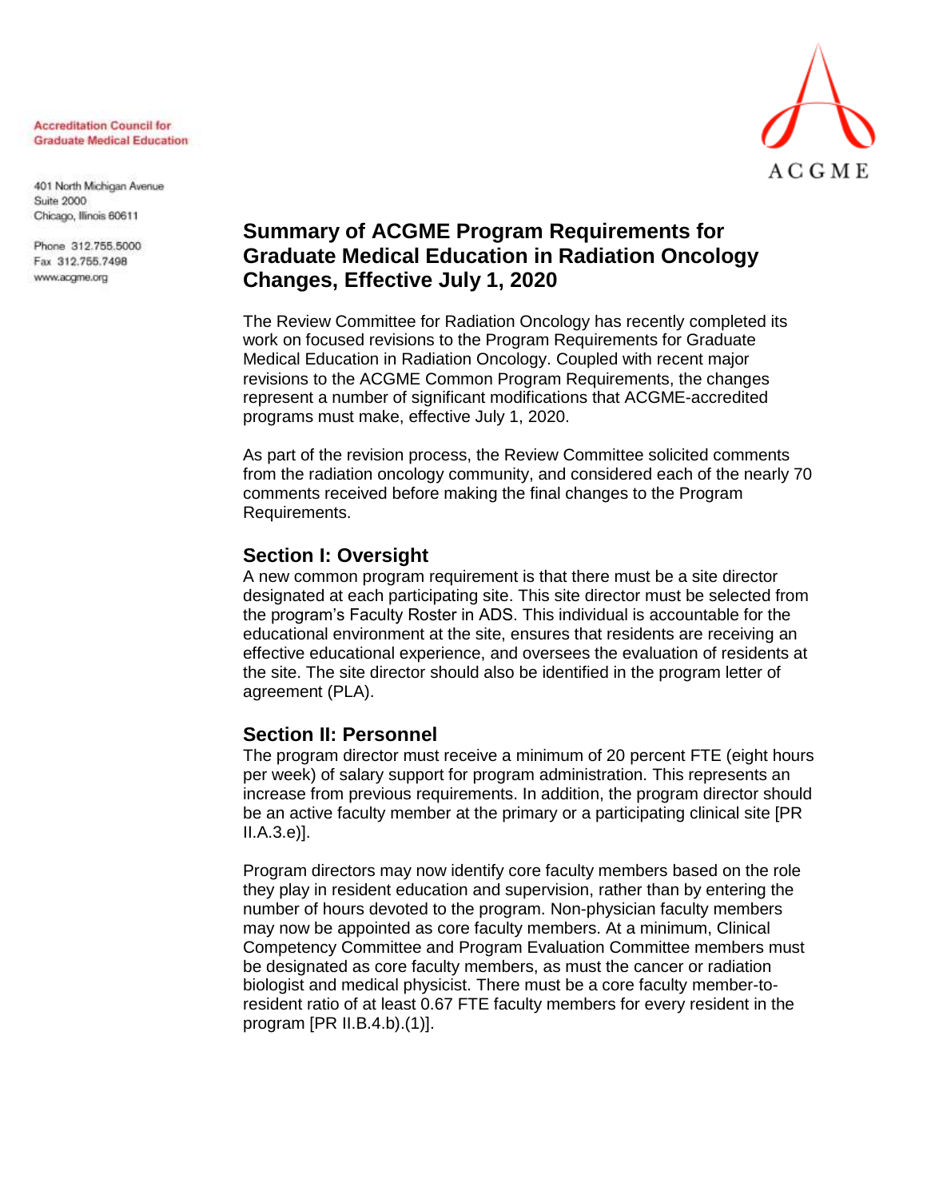Accreditation Council for Graduate Medical Education

401 North Michigan Avenue
Suite 2000
Chicago, Illinois 60611

Phone 312.755.5000
Fax 312.755.7498
www.acgme.org

# Summary of ACGME Program Requirements for Graduate Medical Education in Radiation Oncology Changes, Effective July 1, 2020

The Review Committee for Radiation Oncology has recently completed its work on focused revisions to the Program Requirements for Graduate Medical Education in Radiation Oncology. Coupled with recent major revisions to the ACGME Common Program Requirements, the changes represent a number of significant modifications that ACGME-accredited programs must make, effective July 1, 2020.

As part of the revision process, the Review Committee solicited comments from the radiation oncology community, and considered each of the nearly 70 comments received before making the final changes to the Program Requirements.

## Section I: Oversight

A new common program requirement is that there must be a site director designated at each participating site. This site director must be selected from the program's Faculty Roster in ADS. This individual is accountable for the educational environment at the site, ensures that residents are receiving an effective educational experience, and oversees the evaluation of residents at the site. The site director should also be identified in the program letter of agreement (PLA).

## Section II: Personnel

The program director must receive a minimum of 20 percent FTE (eight hours per week) of salary support for program administration. This represents an increase from previous requirements. In addition, the program director should be an active faculty member at the primary or a participating clinical site [PR II.A.3.e)].

Program directors may now identify core faculty members based on the role they play in resident education and supervision, rather than by entering the number of hours devoted to the program. Non-physician faculty members may now be appointed as core faculty members. At a minimum, Clinical Competency Committee and Program Evaluation Committee members must be designated as core faculty members, as must the cancer or radiation biologist and medical physicist. There must be a core faculty member-to-resident ratio of at least 0.67 FTE faculty members for every resident in the program [PR II.B.4.b).(1)].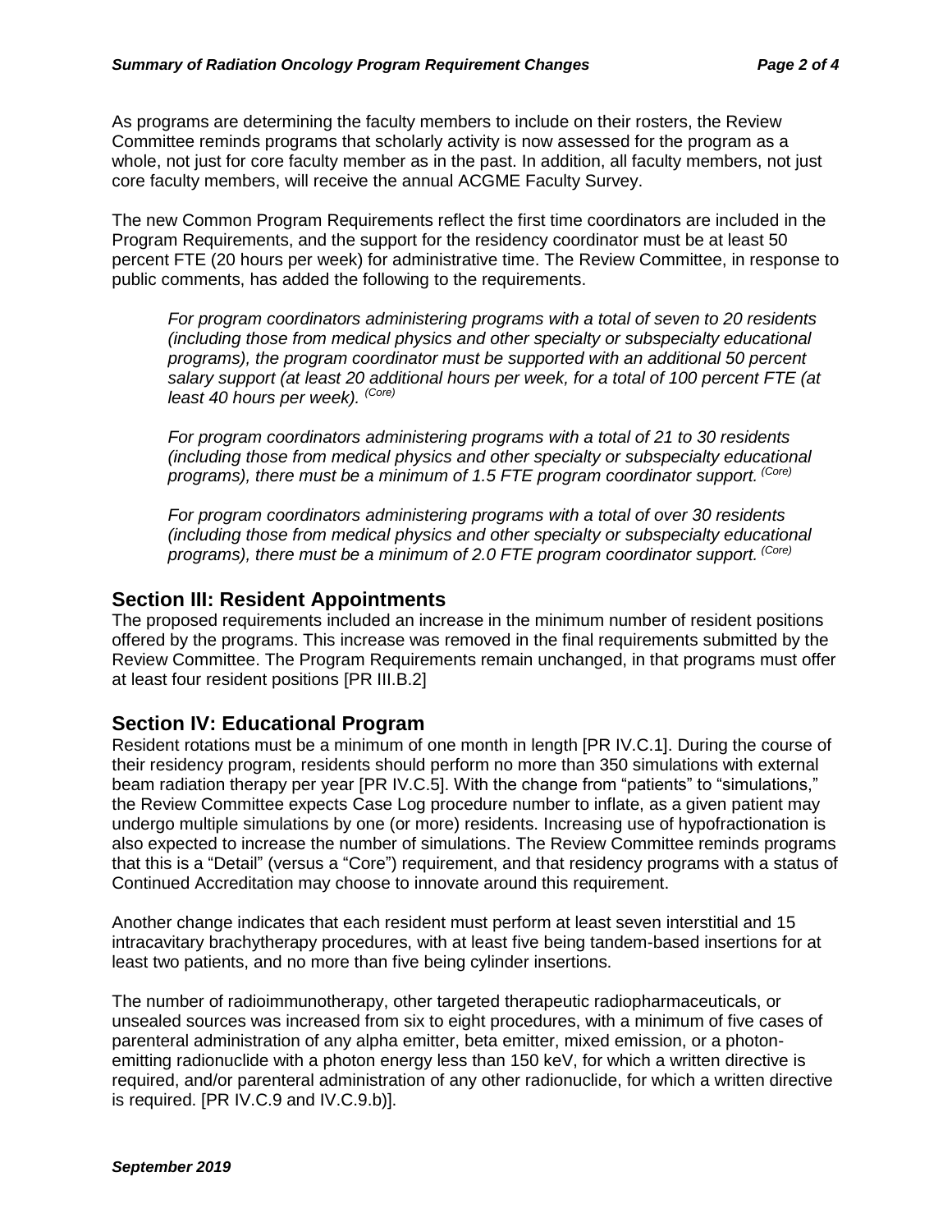As programs are determining the faculty members to include on their rosters, the Review Committee reminds programs that scholarly activity is now assessed for the program as a whole, not just for core faculty member as in the past. In addition, all faculty members, not just core faculty members, will receive the annual ACGME Faculty Survey.

The new Common Program Requirements reflect the first time coordinators are included in the Program Requirements, and the support for the residency coordinator must be at least 50 percent FTE (20 hours per week) for administrative time. The Review Committee, in response to public comments, has added the following to the requirements.

> *For program coordinators administering programs with a total of seven to 20 residents (including those from medical physics and other specialty or subspecialty educational programs), the program coordinator must be supported with an additional 50 percent salary support (at least 20 additional hours per week, for a total of 100 percent FTE (at least 40 hours per week).* (Core)
>
> *For program coordinators administering programs with a total of 21 to 30 residents (including those from medical physics and other specialty or subspecialty educational programs), there must be a minimum of 1.5 FTE program coordinator support.* (Core)
>
> *For program coordinators administering programs with a total of over 30 residents (including those from medical physics and other specialty or subspecialty educational programs), there must be a minimum of 2.0 FTE program coordinator support.* (Core)

## Section III: Resident Appointments

The proposed requirements included an increase in the minimum number of resident positions offered by the programs. This increase was removed in the final requirements submitted by the Review Committee. The Program Requirements remain unchanged, in that programs must offer at least four resident positions [PR III.B.2]

## Section IV: Educational Program

Resident rotations must be a minimum of one month in length [PR IV.C.1]. During the course of their residency program, residents should perform no more than 350 simulations with external beam radiation therapy per year [PR IV.C.5]. With the change from "patients" to "simulations," the Review Committee expects Case Log procedure number to inflate, as a given patient may undergo multiple simulations by one (or more) residents. Increasing use of hypofractionation is also expected to increase the number of simulations. The Review Committee reminds programs that this is a "Detail" (versus a "Core") requirement, and that residency programs with a status of Continued Accreditation may choose to innovate around this requirement.

Another change indicates that each resident must perform at least seven interstitial and 15 intracavitary brachytherapy procedures, with at least five being tandem-based insertions for at least two patients, and no more than five being cylinder insertions.

The number of radioimmunotherapy, other targeted therapeutic radiopharmaceuticals, or unsealed sources was increased from six to eight procedures, with a minimum of five cases of parenteral administration of any alpha emitter, beta emitter, mixed emission, or a photon-emitting radionuclide with a photon energy less than 150 keV, for which a written directive is required, and/or parenteral administration of any other radionuclide, for which a written directive is required. [PR IV.C.9 and IV.C.9.b)].

*September 2019*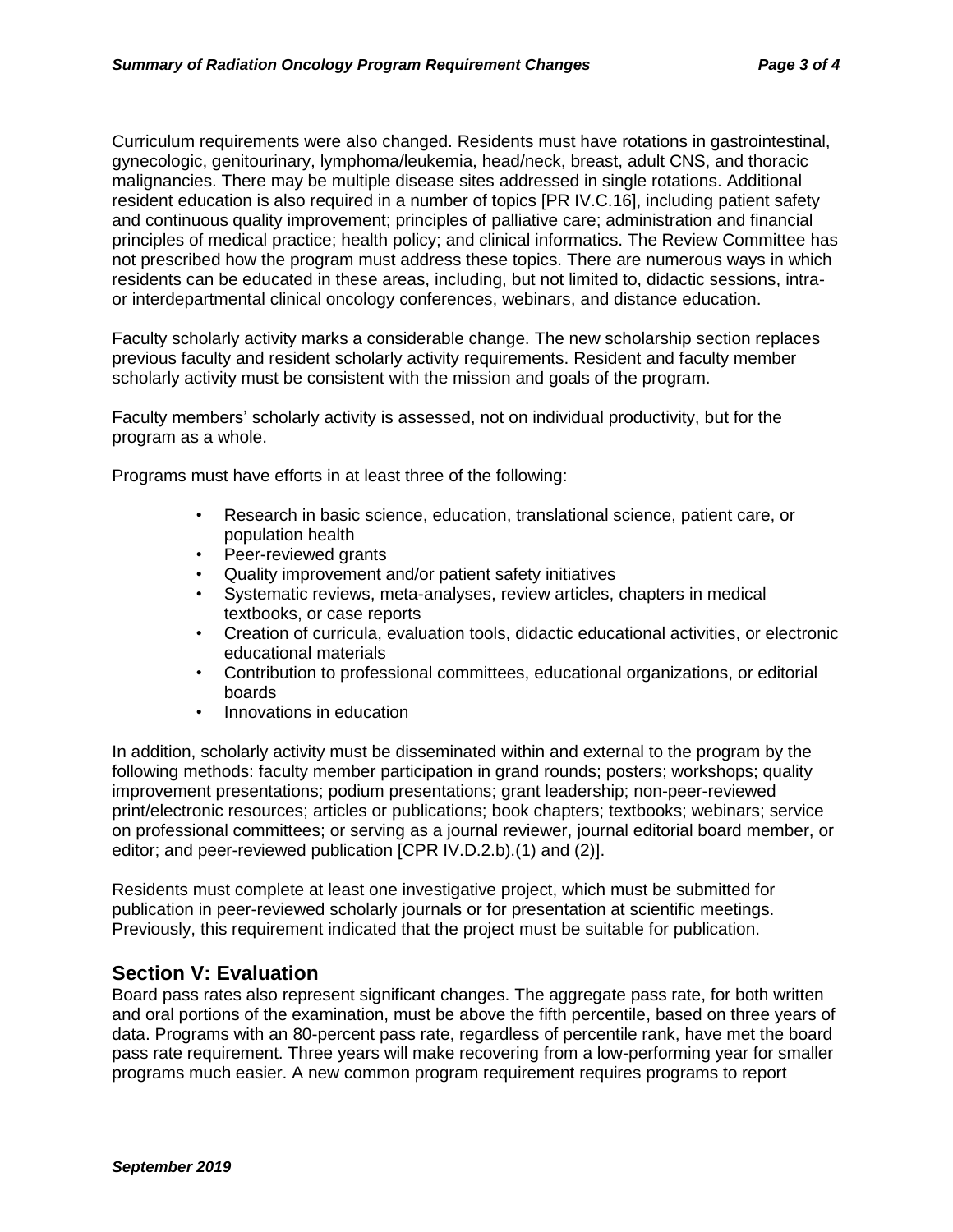Curriculum requirements were also changed. Residents must have rotations in gastrointestinal, gynecologic, genitourinary, lymphoma/leukemia, head/neck, breast, adult CNS, and thoracic malignancies. There may be multiple disease sites addressed in single rotations. Additional resident education is also required in a number of topics [PR IV.C.16], including patient safety and continuous quality improvement; principles of palliative care; administration and financial principles of medical practice; health policy; and clinical informatics. The Review Committee has not prescribed how the program must address these topics. There are numerous ways in which residents can be educated in these areas, including, but not limited to, didactic sessions, intra- or interdepartmental clinical oncology conferences, webinars, and distance education.

Faculty scholarly activity marks a considerable change. The new scholarship section replaces previous faculty and resident scholarly activity requirements. Resident and faculty member scholarly activity must be consistent with the mission and goals of the program.

Faculty members' scholarly activity is assessed, not on individual productivity, but for the program as a whole.

Programs must have efforts in at least three of the following:

- Research in basic science, education, translational science, patient care, or population health
- Peer-reviewed grants
- Quality improvement and/or patient safety initiatives
- Systematic reviews, meta-analyses, review articles, chapters in medical textbooks, or case reports
- Creation of curricula, evaluation tools, didactic educational activities, or electronic educational materials
- Contribution to professional committees, educational organizations, or editorial boards
- Innovations in education

In addition, scholarly activity must be disseminated within and external to the program by the following methods: faculty member participation in grand rounds; posters; workshops; quality improvement presentations; podium presentations; grant leadership; non-peer-reviewed print/electronic resources; articles or publications; book chapters; textbooks; webinars; service on professional committees; or serving as a journal reviewer, journal editorial board member, or editor; and peer-reviewed publication [CPR IV.D.2.b).(1) and (2)].

Residents must complete at least one investigative project, which must be submitted for publication in peer-reviewed scholarly journals or for presentation at scientific meetings. Previously, this requirement indicated that the project must be suitable for publication.

## Section V: Evaluation

Board pass rates also represent significant changes. The aggregate pass rate, for both written and oral portions of the examination, must be above the fifth percentile, based on three years of data. Programs with an 80-percent pass rate, regardless of percentile rank, have met the board pass rate requirement. Three years will make recovering from a low-performing year for smaller programs much easier. A new common program requirement requires programs to report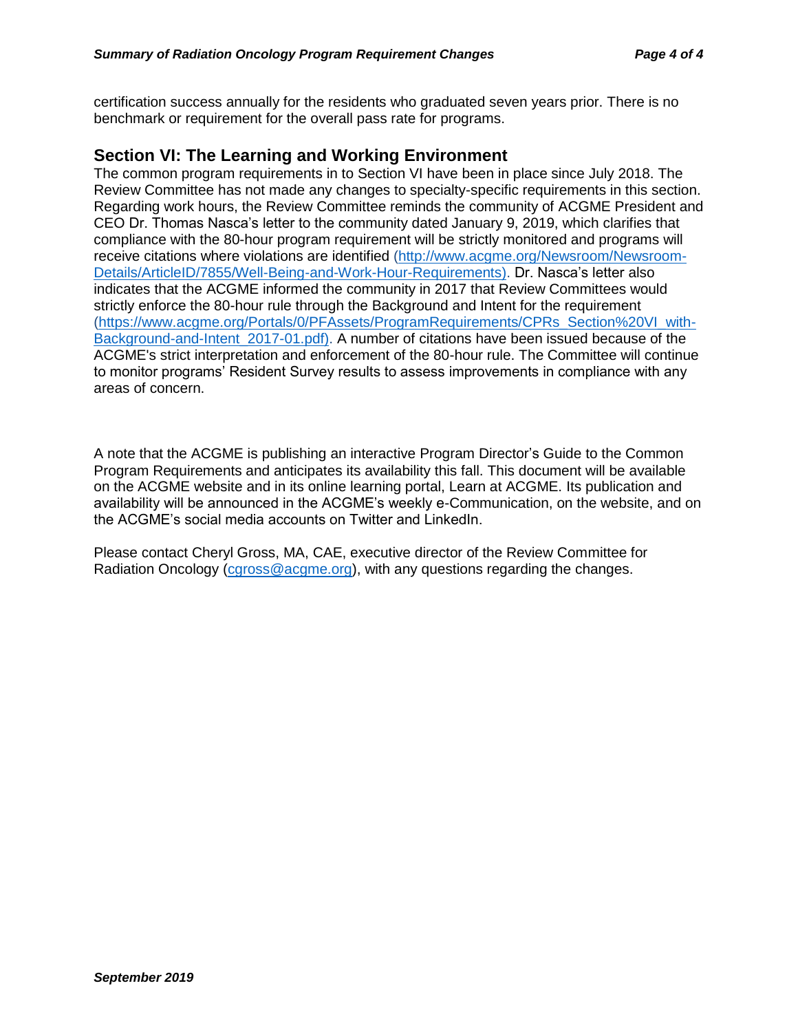certification success annually for the residents who graduated seven years prior. There is no benchmark or requirement for the overall pass rate for programs.

## Section VI: The Learning and Working Environment

The common program requirements in to Section VI have been in place since July 2018. The Review Committee has not made any changes to specialty-specific requirements in this section. Regarding work hours, the Review Committee reminds the community of ACGME President and CEO Dr. Thomas Nasca's letter to the community dated January 9, 2019, which clarifies that compliance with the 80-hour program requirement will be strictly monitored and programs will receive citations where violations are identified (http://www.acgme.org/Newsroom/Newsroom-Details/ArticleID/7855/Well-Being-and-Work-Hour-Requirements). Dr. Nasca's letter also indicates that the ACGME informed the community in 2017 that Review Committees would strictly enforce the 80-hour rule through the Background and Intent for the requirement (https://www.acgme.org/Portals/0/PFAssets/ProgramRequirements/CPRs_Section%20VI_with-Background-and-Intent_2017-01.pdf). A number of citations have been issued because of the ACGME's strict interpretation and enforcement of the 80-hour rule. The Committee will continue to monitor programs' Resident Survey results to assess improvements in compliance with any areas of concern.

A note that the ACGME is publishing an interactive Program Director's Guide to the Common Program Requirements and anticipates its availability this fall. This document will be available on the ACGME website and in its online learning portal, Learn at ACGME. Its publication and availability will be announced in the ACGME's weekly e-Communication, on the website, and on the ACGME's social media accounts on Twitter and LinkedIn.

Please contact Cheryl Gross, MA, CAE, executive director of the Review Committee for Radiation Oncology (cgross@acgme.org), with any questions regarding the changes.

*September 2019*